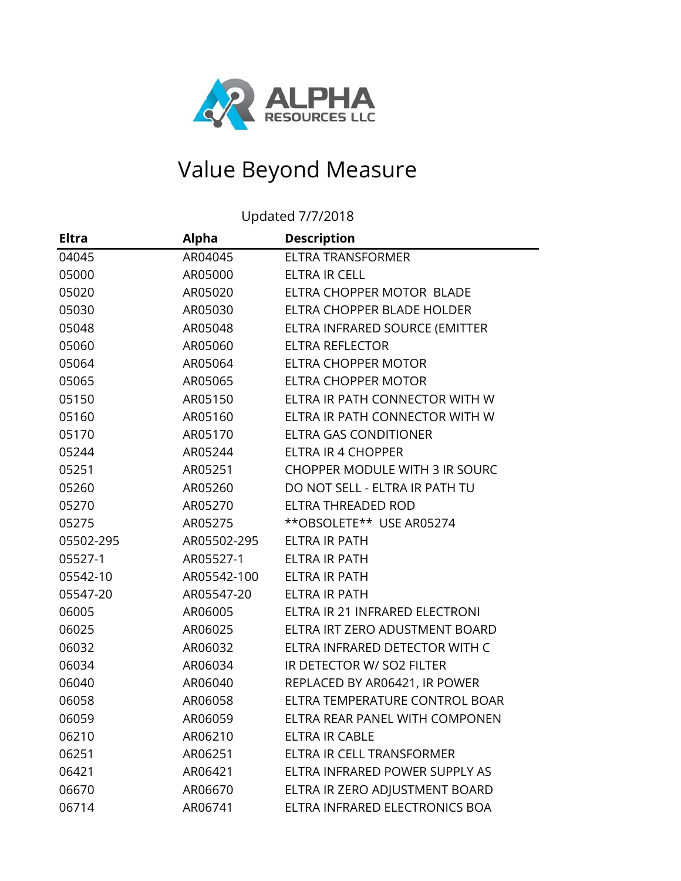# ALPHA RESOURCES LLC

## Value Beyond Measure

Updated 7/7/2018

| Eltra | Alpha | Description |
|---|---|---|
| 04045 | AR04045 | ELTRA TRANSFORMER |
| 05000 | AR05000 | ELTRA IR CELL |
| 05020 | AR05020 | ELTRA CHOPPER MOTOR BLADE |
| 05030 | AR05030 | ELTRA CHOPPER BLADE HOLDER |
| 05048 | AR05048 | ELTRA INFRARED SOURCE (EMITTER |
| 05060 | AR05060 | ELTRA REFLECTOR |
| 05064 | AR05064 | ELTRA CHOPPER MOTOR |
| 05065 | AR05065 | ELTRA CHOPPER MOTOR |
| 05150 | AR05150 | ELTRA IR PATH CONNECTOR WITH W |
| 05160 | AR05160 | ELTRA IR PATH CONNECTOR WITH W |
| 05170 | AR05170 | ELTRA GAS CONDITIONER |
| 05244 | AR05244 | ELTRA IR 4 CHOPPER |
| 05251 | AR05251 | CHOPPER MODULE WITH 3 IR SOURC |
| 05260 | AR05260 | DO NOT SELL - ELTRA IR PATH TU |
| 05270 | AR05270 | ELTRA THREADED ROD |
| 05275 | AR05275 | **OBSOLETE** USE AR05274 |
| 05502-295 | AR05502-295 | ELTRA IR PATH |
| 05527-1 | AR05527-1 | ELTRA IR PATH |
| 05542-10 | AR05542-100 | ELTRA IR PATH |
| 05547-20 | AR05547-20 | ELTRA IR PATH |
| 06005 | AR06005 | ELTRA IR 21 INFRARED ELECTRONI |
| 06025 | AR06025 | ELTRA IRT ZERO ADUSTMENT BOARD |
| 06032 | AR06032 | ELTRA INFRARED DETECTOR WITH C |
| 06034 | AR06034 | IR DETECTOR W/ SO2 FILTER |
| 06040 | AR06040 | REPLACED BY AR06421, IR POWER |
| 06058 | AR06058 | ELTRA TEMPERATURE CONTROL BOAR |
| 06059 | AR06059 | ELTRA REAR PANEL WITH COMPONEN |
| 06210 | AR06210 | ELTRA IR CABLE |
| 06251 | AR06251 | ELTRA IR CELL TRANSFORMER |
| 06421 | AR06421 | ELTRA INFRARED POWER SUPPLY AS |
| 06670 | AR06670 | ELTRA IR ZERO ADJUSTMENT BOARD |
| 06714 | AR06741 | ELTRA INFRARED ELECTRONICS BOA |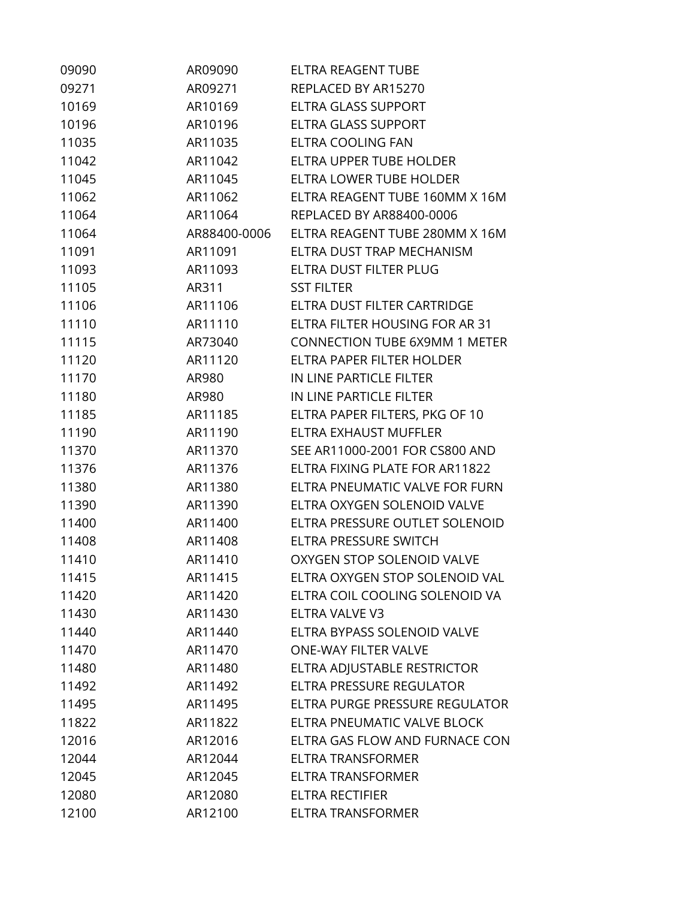| | | |
|---|---|---|
| 09090 | AR09090 | ELTRA REAGENT TUBE |
| 09271 | AR09271 | REPLACED BY AR15270 |
| 10169 | AR10169 | ELTRA GLASS SUPPORT |
| 10196 | AR10196 | ELTRA GLASS SUPPORT |
| 11035 | AR11035 | ELTRA COOLING FAN |
| 11042 | AR11042 | ELTRA UPPER TUBE HOLDER |
| 11045 | AR11045 | ELTRA LOWER TUBE HOLDER |
| 11062 | AR11062 | ELTRA REAGENT TUBE 160MM X 16M |
| 11064 | AR11064 | REPLACED BY AR88400-0006 |
| 11064 | AR88400-0006 | ELTRA REAGENT TUBE 280MM X 16M |
| 11091 | AR11091 | ELTRA DUST TRAP MECHANISM |
| 11093 | AR11093 | ELTRA DUST FILTER PLUG |
| 11105 | AR311 | SST FILTER |
| 11106 | AR11106 | ELTRA DUST FILTER CARTRIDGE |
| 11110 | AR11110 | ELTRA FILTER HOUSING FOR AR 31 |
| 11115 | AR73040 | CONNECTION TUBE 6X9MM 1 METER |
| 11120 | AR11120 | ELTRA PAPER FILTER HOLDER |
| 11170 | AR980 | IN LINE PARTICLE FILTER |
| 11180 | AR980 | IN LINE PARTICLE FILTER |
| 11185 | AR11185 | ELTRA PAPER FILTERS, PKG OF 10 |
| 11190 | AR11190 | ELTRA EXHAUST MUFFLER |
| 11370 | AR11370 | SEE AR11000-2001 FOR CS800 AND |
| 11376 | AR11376 | ELTRA FIXING PLATE FOR AR11822 |
| 11380 | AR11380 | ELTRA PNEUMATIC VALVE FOR FURN |
| 11390 | AR11390 | ELTRA OXYGEN SOLENOID VALVE |
| 11400 | AR11400 | ELTRA PRESSURE OUTLET SOLENOID |
| 11408 | AR11408 | ELTRA PRESSURE SWITCH |
| 11410 | AR11410 | OXYGEN STOP SOLENOID VALVE |
| 11415 | AR11415 | ELTRA OXYGEN STOP SOLENOID VAL |
| 11420 | AR11420 | ELTRA COIL COOLING SOLENOID VA |
| 11430 | AR11430 | ELTRA VALVE V3 |
| 11440 | AR11440 | ELTRA BYPASS SOLENOID VALVE |
| 11470 | AR11470 | ONE-WAY FILTER VALVE |
| 11480 | AR11480 | ELTRA ADJUSTABLE RESTRICTOR |
| 11492 | AR11492 | ELTRA PRESSURE REGULATOR |
| 11495 | AR11495 | ELTRA PURGE PRESSURE REGULATOR |
| 11822 | AR11822 | ELTRA PNEUMATIC VALVE BLOCK |
| 12016 | AR12016 | ELTRA GAS FLOW AND FURNACE CON |
| 12044 | AR12044 | ELTRA TRANSFORMER |
| 12045 | AR12045 | ELTRA TRANSFORMER |
| 12080 | AR12080 | ELTRA RECTIFIER |
| 12100 | AR12100 | ELTRA TRANSFORMER |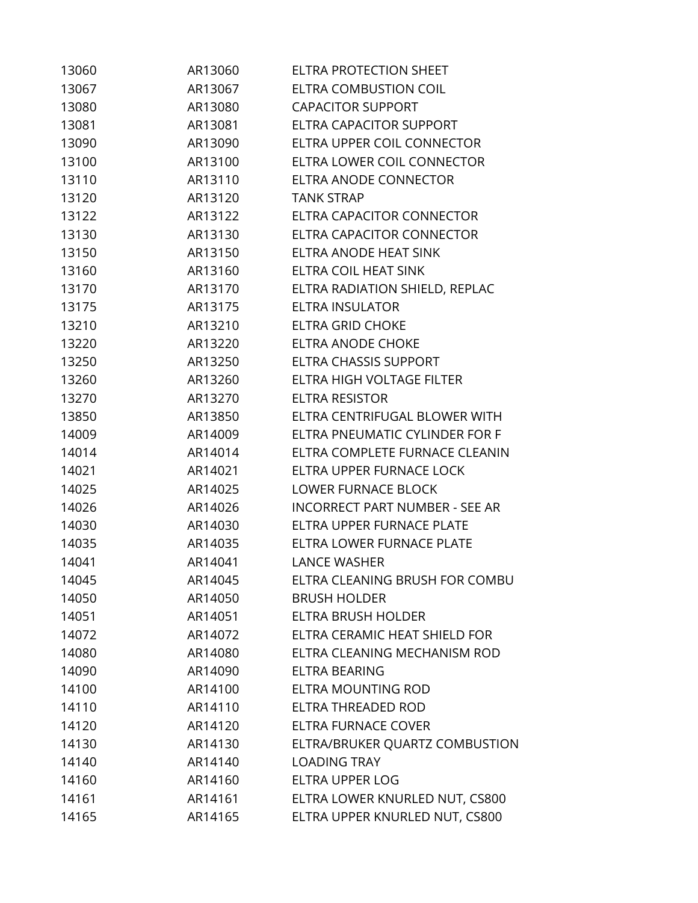| | | |
|---|---|---|
| 13060 | AR13060 | ELTRA PROTECTION SHEET |
| 13067 | AR13067 | ELTRA COMBUSTION COIL |
| 13080 | AR13080 | CAPACITOR SUPPORT |
| 13081 | AR13081 | ELTRA CAPACITOR SUPPORT |
| 13090 | AR13090 | ELTRA UPPER COIL CONNECTOR |
| 13100 | AR13100 | ELTRA LOWER COIL CONNECTOR |
| 13110 | AR13110 | ELTRA ANODE CONNECTOR |
| 13120 | AR13120 | TANK STRAP |
| 13122 | AR13122 | ELTRA CAPACITOR CONNECTOR |
| 13130 | AR13130 | ELTRA CAPACITOR CONNECTOR |
| 13150 | AR13150 | ELTRA ANODE HEAT SINK |
| 13160 | AR13160 | ELTRA COIL HEAT SINK |
| 13170 | AR13170 | ELTRA RADIATION SHIELD, REPLAC |
| 13175 | AR13175 | ELTRA INSULATOR |
| 13210 | AR13210 | ELTRA GRID CHOKE |
| 13220 | AR13220 | ELTRA ANODE CHOKE |
| 13250 | AR13250 | ELTRA CHASSIS SUPPORT |
| 13260 | AR13260 | ELTRA HIGH VOLTAGE FILTER |
| 13270 | AR13270 | ELTRA RESISTOR |
| 13850 | AR13850 | ELTRA CENTRIFUGAL BLOWER WITH |
| 14009 | AR14009 | ELTRA PNEUMATIC CYLINDER FOR F |
| 14014 | AR14014 | ELTRA COMPLETE FURNACE CLEANIN |
| 14021 | AR14021 | ELTRA UPPER FURNACE LOCK |
| 14025 | AR14025 | LOWER FURNACE BLOCK |
| 14026 | AR14026 | INCORRECT PART NUMBER - SEE AR |
| 14030 | AR14030 | ELTRA UPPER FURNACE PLATE |
| 14035 | AR14035 | ELTRA LOWER FURNACE PLATE |
| 14041 | AR14041 | LANCE WASHER |
| 14045 | AR14045 | ELTRA CLEANING BRUSH FOR COMBU |
| 14050 | AR14050 | BRUSH HOLDER |
| 14051 | AR14051 | ELTRA BRUSH HOLDER |
| 14072 | AR14072 | ELTRA CERAMIC HEAT SHIELD FOR |
| 14080 | AR14080 | ELTRA CLEANING MECHANISM ROD |
| 14090 | AR14090 | ELTRA BEARING |
| 14100 | AR14100 | ELTRA MOUNTING ROD |
| 14110 | AR14110 | ELTRA THREADED ROD |
| 14120 | AR14120 | ELTRA FURNACE COVER |
| 14130 | AR14130 | ELTRA/BRUKER QUARTZ COMBUSTION |
| 14140 | AR14140 | LOADING TRAY |
| 14160 | AR14160 | ELTRA UPPER LOG |
| 14161 | AR14161 | ELTRA LOWER KNURLED NUT, CS800 |
| 14165 | AR14165 | ELTRA UPPER KNURLED NUT, CS800 |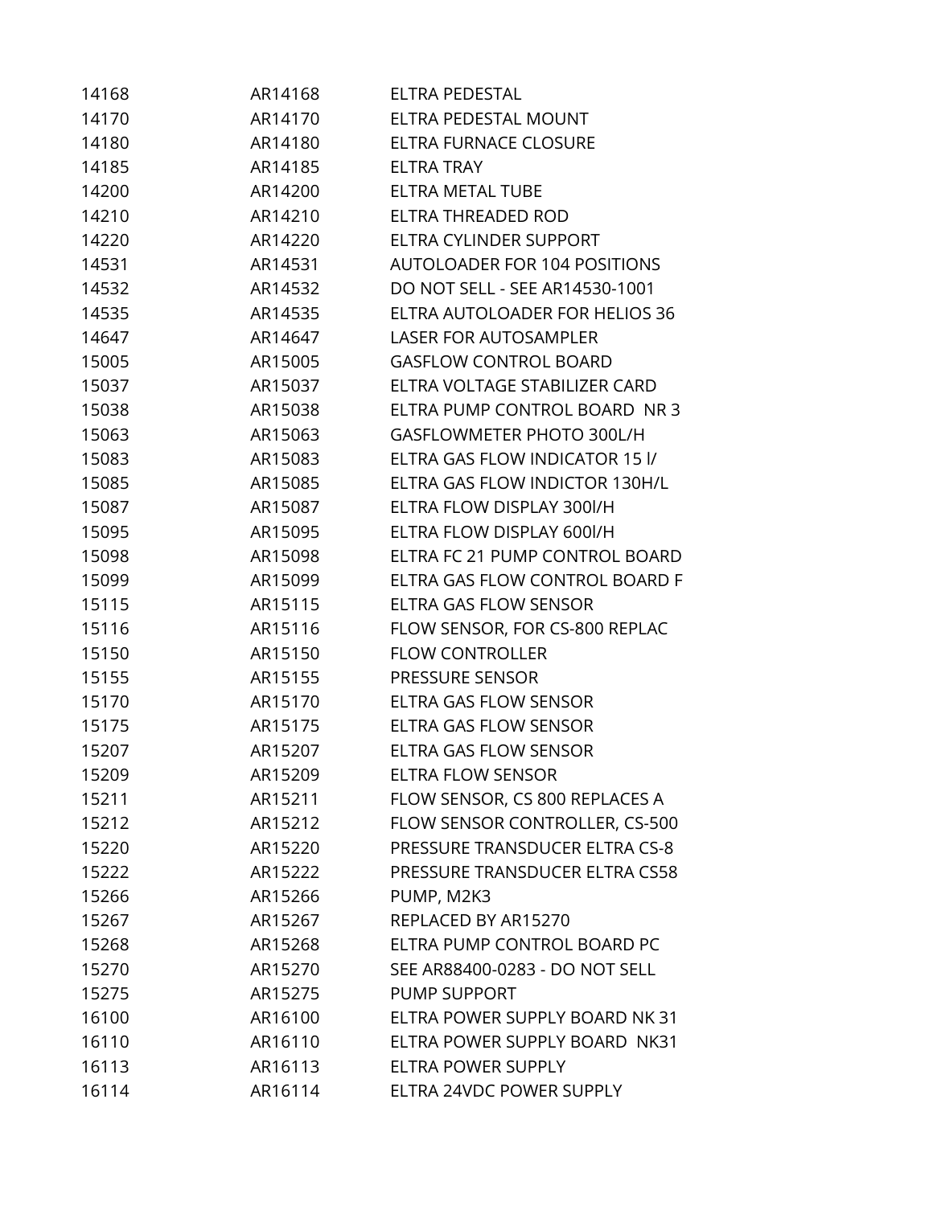| | | |
|---|---|---|
| 14168 | AR14168 | ELTRA PEDESTAL |
| 14170 | AR14170 | ELTRA PEDESTAL MOUNT |
| 14180 | AR14180 | ELTRA FURNACE CLOSURE |
| 14185 | AR14185 | ELTRA TRAY |
| 14200 | AR14200 | ELTRA METAL TUBE |
| 14210 | AR14210 | ELTRA THREADED ROD |
| 14220 | AR14220 | ELTRA CYLINDER SUPPORT |
| 14531 | AR14531 | AUTOLOADER FOR 104 POSITIONS |
| 14532 | AR14532 | DO NOT SELL - SEE AR14530-1001 |
| 14535 | AR14535 | ELTRA AUTOLOADER FOR HELIOS 36 |
| 14647 | AR14647 | LASER FOR AUTOSAMPLER |
| 15005 | AR15005 | GASFLOW CONTROL BOARD |
| 15037 | AR15037 | ELTRA VOLTAGE STABILIZER CARD |
| 15038 | AR15038 | ELTRA PUMP CONTROL BOARD NR 3 |
| 15063 | AR15063 | GASFLOWMETER PHOTO 300L/H |
| 15083 | AR15083 | ELTRA GAS FLOW INDICATOR 15 l/ |
| 15085 | AR15085 | ELTRA GAS FLOW INDICTOR 130H/L |
| 15087 | AR15087 | ELTRA FLOW DISPLAY 300l/H |
| 15095 | AR15095 | ELTRA FLOW DISPLAY 600l/H |
| 15098 | AR15098 | ELTRA FC 21 PUMP CONTROL BOARD |
| 15099 | AR15099 | ELTRA GAS FLOW CONTROL BOARD F |
| 15115 | AR15115 | ELTRA GAS FLOW SENSOR |
| 15116 | AR15116 | FLOW SENSOR, FOR CS-800 REPLAC |
| 15150 | AR15150 | FLOW CONTROLLER |
| 15155 | AR15155 | PRESSURE SENSOR |
| 15170 | AR15170 | ELTRA GAS FLOW SENSOR |
| 15175 | AR15175 | ELTRA GAS FLOW SENSOR |
| 15207 | AR15207 | ELTRA GAS FLOW SENSOR |
| 15209 | AR15209 | ELTRA FLOW SENSOR |
| 15211 | AR15211 | FLOW SENSOR, CS 800 REPLACES A |
| 15212 | AR15212 | FLOW SENSOR CONTROLLER, CS-500 |
| 15220 | AR15220 | PRESSURE TRANSDUCER ELTRA CS-8 |
| 15222 | AR15222 | PRESSURE TRANSDUCER ELTRA CS58 |
| 15266 | AR15266 | PUMP, M2K3 |
| 15267 | AR15267 | REPLACED BY AR15270 |
| 15268 | AR15268 | ELTRA PUMP CONTROL BOARD PC |
| 15270 | AR15270 | SEE AR88400-0283 - DO NOT SELL |
| 15275 | AR15275 | PUMP SUPPORT |
| 16100 | AR16100 | ELTRA POWER SUPPLY BOARD NK 31 |
| 16110 | AR16110 | ELTRA POWER SUPPLY BOARD NK31 |
| 16113 | AR16113 | ELTRA POWER SUPPLY |
| 16114 | AR16114 | ELTRA 24VDC POWER SUPPLY |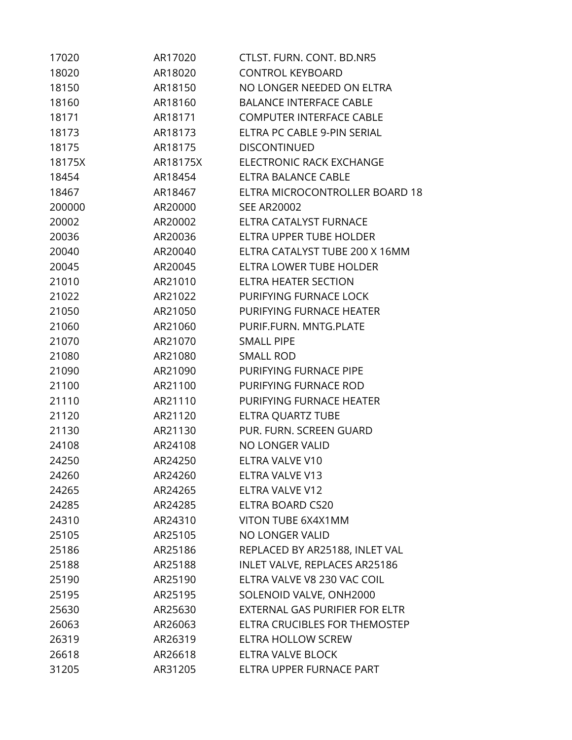| | | |
|---|---|---|
| 17020 | AR17020 | CTLST. FURN. CONT. BD.NR5 |
| 18020 | AR18020 | CONTROL KEYBOARD |
| 18150 | AR18150 | NO LONGER NEEDED ON ELTRA |
| 18160 | AR18160 | BALANCE INTERFACE CABLE |
| 18171 | AR18171 | COMPUTER INTERFACE CABLE |
| 18173 | AR18173 | ELTRA PC CABLE 9-PIN SERIAL |
| 18175 | AR18175 | DISCONTINUED |
| 18175X | AR18175X | ELECTRONIC RACK EXCHANGE |
| 18454 | AR18454 | ELTRA BALANCE CABLE |
| 18467 | AR18467 | ELTRA MICROCONTROLLER BOARD 18 |
| 200000 | AR20000 | SEE AR20002 |
| 20002 | AR20002 | ELTRA CATALYST FURNACE |
| 20036 | AR20036 | ELTRA UPPER TUBE HOLDER |
| 20040 | AR20040 | ELTRA CATALYST TUBE 200 X 16MM |
| 20045 | AR20045 | ELTRA LOWER TUBE HOLDER |
| 21010 | AR21010 | ELTRA HEATER SECTION |
| 21022 | AR21022 | PURIFYING FURNACE LOCK |
| 21050 | AR21050 | PURIFYING FURNACE HEATER |
| 21060 | AR21060 | PURIF.FURN. MNTG.PLATE |
| 21070 | AR21070 | SMALL PIPE |
| 21080 | AR21080 | SMALL ROD |
| 21090 | AR21090 | PURIFYING FURNACE PIPE |
| 21100 | AR21100 | PURIFYING FURNACE ROD |
| 21110 | AR21110 | PURIFYING FURNACE HEATER |
| 21120 | AR21120 | ELTRA QUARTZ TUBE |
| 21130 | AR21130 | PUR. FURN. SCREEN GUARD |
| 24108 | AR24108 | NO LONGER VALID |
| 24250 | AR24250 | ELTRA VALVE V10 |
| 24260 | AR24260 | ELTRA VALVE V13 |
| 24265 | AR24265 | ELTRA VALVE V12 |
| 24285 | AR24285 | ELTRA BOARD CS20 |
| 24310 | AR24310 | VITON TUBE 6X4X1MM |
| 25105 | AR25105 | NO LONGER VALID |
| 25186 | AR25186 | REPLACED BY AR25188, INLET VAL |
| 25188 | AR25188 | INLET VALVE, REPLACES AR25186 |
| 25190 | AR25190 | ELTRA VALVE V8 230 VAC COIL |
| 25195 | AR25195 | SOLENOID VALVE, ONH2000 |
| 25630 | AR25630 | EXTERNAL GAS PURIFIER FOR ELTR |
| 26063 | AR26063 | ELTRA CRUCIBLES FOR THEMOSTEP |
| 26319 | AR26319 | ELTRA HOLLOW SCREW |
| 26618 | AR26618 | ELTRA VALVE BLOCK |
| 31205 | AR31205 | ELTRA UPPER FURNACE PART |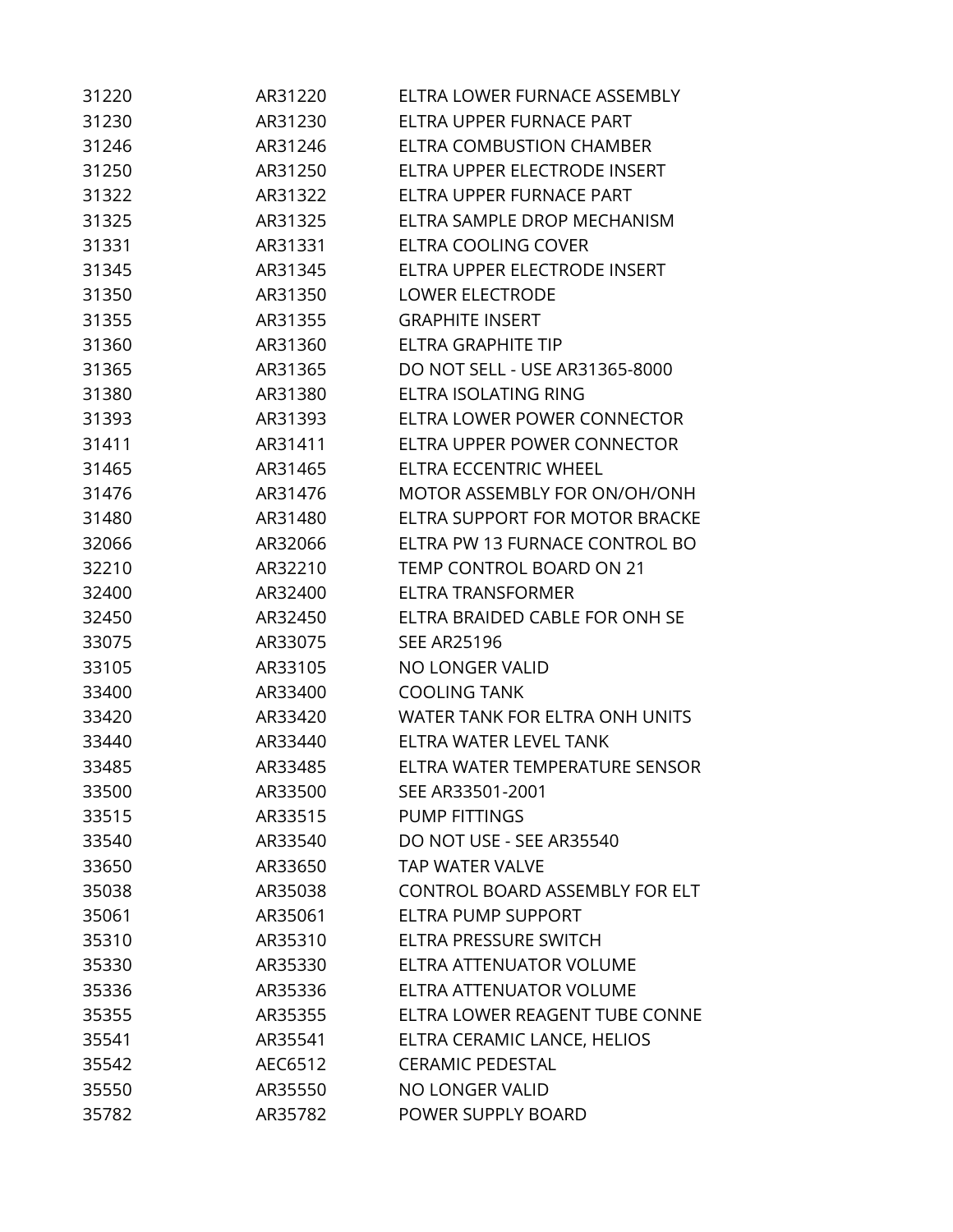| | | |
|---|---|---|
| 31220 | AR31220 | ELTRA LOWER FURNACE ASSEMBLY |
| 31230 | AR31230 | ELTRA UPPER FURNACE PART |
| 31246 | AR31246 | ELTRA COMBUSTION CHAMBER |
| 31250 | AR31250 | ELTRA UPPER ELECTRODE INSERT |
| 31322 | AR31322 | ELTRA UPPER FURNACE PART |
| 31325 | AR31325 | ELTRA SAMPLE DROP MECHANISM |
| 31331 | AR31331 | ELTRA COOLING COVER |
| 31345 | AR31345 | ELTRA UPPER ELECTRODE INSERT |
| 31350 | AR31350 | LOWER ELECTRODE |
| 31355 | AR31355 | GRAPHITE INSERT |
| 31360 | AR31360 | ELTRA GRAPHITE TIP |
| 31365 | AR31365 | DO NOT SELL - USE AR31365-8000 |
| 31380 | AR31380 | ELTRA ISOLATING RING |
| 31393 | AR31393 | ELTRA LOWER POWER CONNECTOR |
| 31411 | AR31411 | ELTRA UPPER POWER CONNECTOR |
| 31465 | AR31465 | ELTRA ECCENTRIC WHEEL |
| 31476 | AR31476 | MOTOR ASSEMBLY FOR ON/OH/ONH |
| 31480 | AR31480 | ELTRA SUPPORT FOR MOTOR BRACKE |
| 32066 | AR32066 | ELTRA PW 13 FURNACE CONTROL BO |
| 32210 | AR32210 | TEMP CONTROL BOARD ON 21 |
| 32400 | AR32400 | ELTRA TRANSFORMER |
| 32450 | AR32450 | ELTRA BRAIDED CABLE FOR ONH SE |
| 33075 | AR33075 | SEE AR25196 |
| 33105 | AR33105 | NO LONGER VALID |
| 33400 | AR33400 | COOLING TANK |
| 33420 | AR33420 | WATER TANK FOR ELTRA ONH UNITS |
| 33440 | AR33440 | ELTRA WATER LEVEL TANK |
| 33485 | AR33485 | ELTRA WATER TEMPERATURE SENSOR |
| 33500 | AR33500 | SEE AR33501-2001 |
| 33515 | AR33515 | PUMP FITTINGS |
| 33540 | AR33540 | DO NOT USE - SEE AR35540 |
| 33650 | AR33650 | TAP WATER VALVE |
| 35038 | AR35038 | CONTROL BOARD ASSEMBLY FOR ELT |
| 35061 | AR35061 | ELTRA PUMP SUPPORT |
| 35310 | AR35310 | ELTRA PRESSURE SWITCH |
| 35330 | AR35330 | ELTRA ATTENUATOR VOLUME |
| 35336 | AR35336 | ELTRA ATTENUATOR VOLUME |
| 35355 | AR35355 | ELTRA LOWER REAGENT TUBE CONNE |
| 35541 | AR35541 | ELTRA CERAMIC LANCE, HELIOS |
| 35542 | AEC6512 | CERAMIC PEDESTAL |
| 35550 | AR35550 | NO LONGER VALID |
| 35782 | AR35782 | POWER SUPPLY BOARD |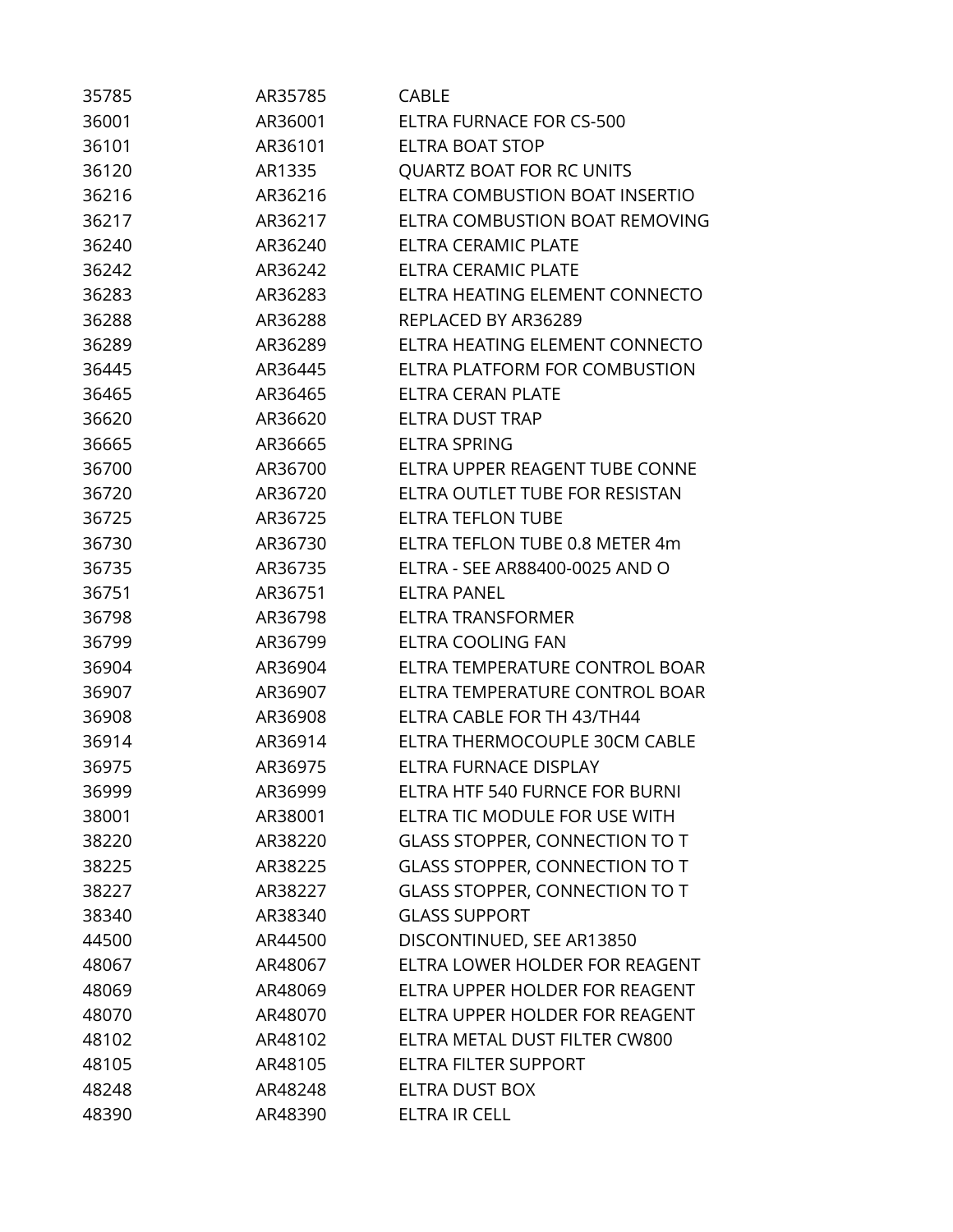| | | |
|---|---|---|
| 35785 | AR35785 | CABLE |
| 36001 | AR36001 | ELTRA FURNACE FOR CS-500 |
| 36101 | AR36101 | ELTRA BOAT STOP |
| 36120 | AR1335 | QUARTZ BOAT FOR RC UNITS |
| 36216 | AR36216 | ELTRA COMBUSTION BOAT INSERTIO |
| 36217 | AR36217 | ELTRA COMBUSTION BOAT REMOVING |
| 36240 | AR36240 | ELTRA CERAMIC PLATE |
| 36242 | AR36242 | ELTRA CERAMIC PLATE |
| 36283 | AR36283 | ELTRA HEATING ELEMENT CONNECTO |
| 36288 | AR36288 | REPLACED BY AR36289 |
| 36289 | AR36289 | ELTRA HEATING ELEMENT CONNECTO |
| 36445 | AR36445 | ELTRA PLATFORM FOR COMBUSTION |
| 36465 | AR36465 | ELTRA CERAN PLATE |
| 36620 | AR36620 | ELTRA DUST TRAP |
| 36665 | AR36665 | ELTRA SPRING |
| 36700 | AR36700 | ELTRA UPPER REAGENT TUBE CONNE |
| 36720 | AR36720 | ELTRA OUTLET TUBE FOR RESISTAN |
| 36725 | AR36725 | ELTRA TEFLON TUBE |
| 36730 | AR36730 | ELTRA TEFLON TUBE 0.8 METER 4m |
| 36735 | AR36735 | ELTRA - SEE AR88400-0025 AND O |
| 36751 | AR36751 | ELTRA PANEL |
| 36798 | AR36798 | ELTRA TRANSFORMER |
| 36799 | AR36799 | ELTRA COOLING FAN |
| 36904 | AR36904 | ELTRA TEMPERATURE CONTROL BOAR |
| 36907 | AR36907 | ELTRA TEMPERATURE CONTROL BOAR |
| 36908 | AR36908 | ELTRA CABLE FOR TH 43/TH44 |
| 36914 | AR36914 | ELTRA THERMOCOUPLE 30CM CABLE |
| 36975 | AR36975 | ELTRA FURNACE DISPLAY |
| 36999 | AR36999 | ELTRA HTF 540 FURNCE FOR BURNI |
| 38001 | AR38001 | ELTRA TIC MODULE FOR USE WITH |
| 38220 | AR38220 | GLASS STOPPER, CONNECTION TO T |
| 38225 | AR38225 | GLASS STOPPER, CONNECTION TO T |
| 38227 | AR38227 | GLASS STOPPER, CONNECTION TO T |
| 38340 | AR38340 | GLASS SUPPORT |
| 44500 | AR44500 | DISCONTINUED, SEE AR13850 |
| 48067 | AR48067 | ELTRA LOWER HOLDER FOR REAGENT |
| 48069 | AR48069 | ELTRA UPPER HOLDER FOR REAGENT |
| 48070 | AR48070 | ELTRA UPPER HOLDER FOR REAGENT |
| 48102 | AR48102 | ELTRA METAL DUST FILTER CW800 |
| 48105 | AR48105 | ELTRA FILTER SUPPORT |
| 48248 | AR48248 | ELTRA DUST BOX |
| 48390 | AR48390 | ELTRA IR CELL |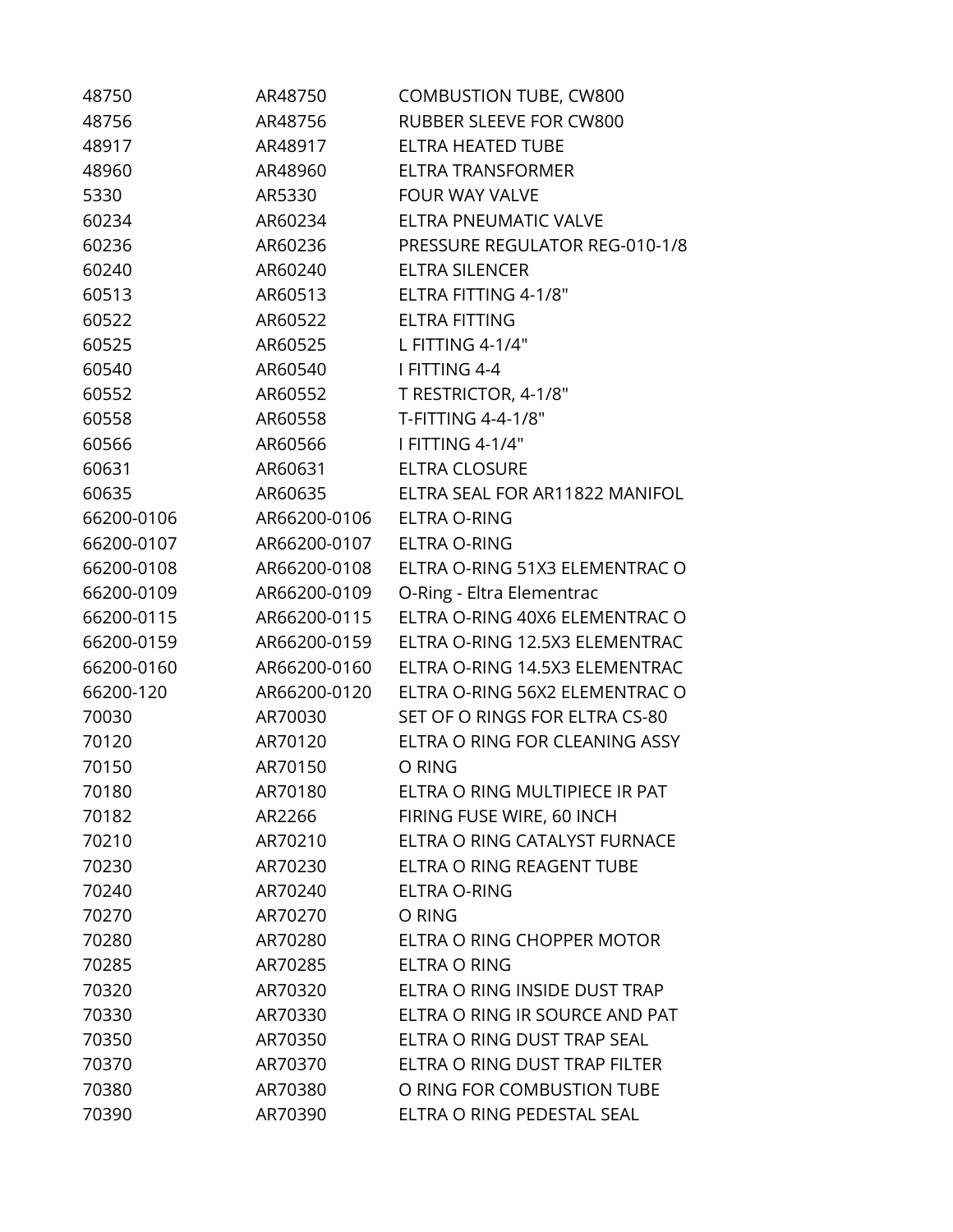| | | |
|---|---|---|
| 48750 | AR48750 | COMBUSTION TUBE, CW800 |
| 48756 | AR48756 | RUBBER SLEEVE FOR CW800 |
| 48917 | AR48917 | ELTRA HEATED TUBE |
| 48960 | AR48960 | ELTRA TRANSFORMER |
| 5330 | AR5330 | FOUR WAY VALVE |
| 60234 | AR60234 | ELTRA PNEUMATIC VALVE |
| 60236 | AR60236 | PRESSURE REGULATOR REG-010-1/8 |
| 60240 | AR60240 | ELTRA SILENCER |
| 60513 | AR60513 | ELTRA FITTING 4-1/8" |
| 60522 | AR60522 | ELTRA FITTING |
| 60525 | AR60525 | L FITTING 4-1/4" |
| 60540 | AR60540 | I FITTING 4-4 |
| 60552 | AR60552 | T RESTRICTOR, 4-1/8" |
| 60558 | AR60558 | T-FITTING 4-4-1/8" |
| 60566 | AR60566 | I FITTING 4-1/4" |
| 60631 | AR60631 | ELTRA CLOSURE |
| 60635 | AR60635 | ELTRA SEAL FOR AR11822 MANIFOL |
| 66200-0106 | AR66200-0106 | ELTRA O-RING |
| 66200-0107 | AR66200-0107 | ELTRA O-RING |
| 66200-0108 | AR66200-0108 | ELTRA O-RING 51X3 ELEMENTRAC O |
| 66200-0109 | AR66200-0109 | O-Ring - Eltra Elementrac |
| 66200-0115 | AR66200-0115 | ELTRA O-RING 40X6 ELEMENTRAC O |
| 66200-0159 | AR66200-0159 | ELTRA O-RING 12.5X3 ELEMENTRAC |
| 66200-0160 | AR66200-0160 | ELTRA O-RING 14.5X3 ELEMENTRAC |
| 66200-120 | AR66200-0120 | ELTRA O-RING 56X2 ELEMENTRAC O |
| 70030 | AR70030 | SET OF O RINGS FOR ELTRA CS-80 |
| 70120 | AR70120 | ELTRA O RING FOR CLEANING ASSY |
| 70150 | AR70150 | O RING |
| 70180 | AR70180 | ELTRA O RING MULTIPIECE IR PAT |
| 70182 | AR2266 | FIRING FUSE WIRE, 60 INCH |
| 70210 | AR70210 | ELTRA O RING CATALYST FURNACE |
| 70230 | AR70230 | ELTRA O RING REAGENT TUBE |
| 70240 | AR70240 | ELTRA O-RING |
| 70270 | AR70270 | O RING |
| 70280 | AR70280 | ELTRA O RING CHOPPER MOTOR |
| 70285 | AR70285 | ELTRA O RING |
| 70320 | AR70320 | ELTRA O RING INSIDE DUST TRAP |
| 70330 | AR70330 | ELTRA O RING IR SOURCE AND PAT |
| 70350 | AR70350 | ELTRA O RING DUST TRAP SEAL |
| 70370 | AR70370 | ELTRA O RING DUST TRAP FILTER |
| 70380 | AR70380 | O RING FOR COMBUSTION TUBE |
| 70390 | AR70390 | ELTRA O RING PEDESTAL SEAL |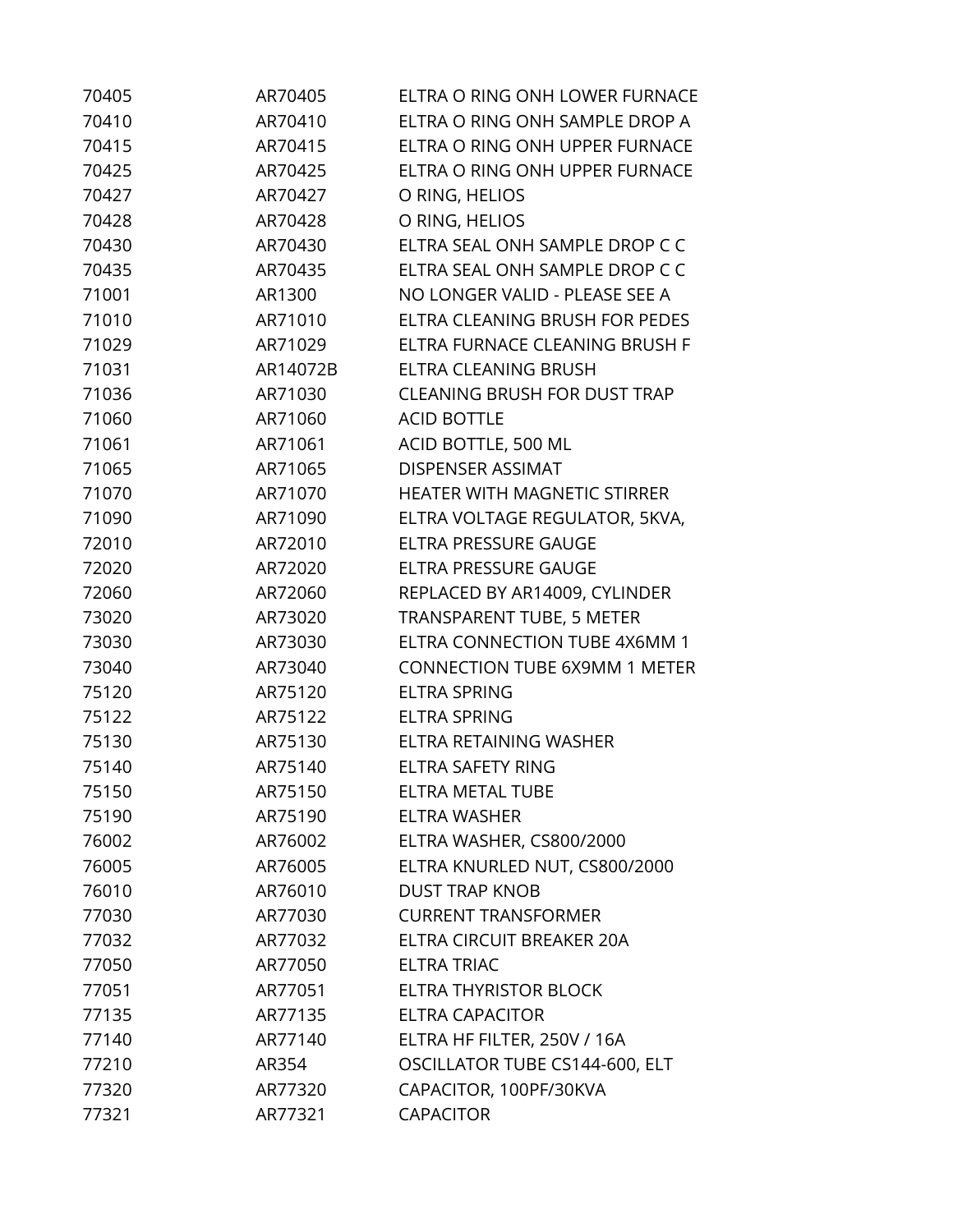| | | |
|---|---|---|
| 70405 | AR70405 | ELTRA O RING ONH LOWER FURNACE |
| 70410 | AR70410 | ELTRA O RING ONH SAMPLE DROP A |
| 70415 | AR70415 | ELTRA O RING ONH UPPER FURNACE |
| 70425 | AR70425 | ELTRA O RING ONH UPPER FURNACE |
| 70427 | AR70427 | O RING, HELIOS |
| 70428 | AR70428 | O RING, HELIOS |
| 70430 | AR70430 | ELTRA SEAL ONH SAMPLE DROP C C |
| 70435 | AR70435 | ELTRA SEAL ONH SAMPLE DROP C C |
| 71001 | AR1300 | NO LONGER VALID - PLEASE SEE A |
| 71010 | AR71010 | ELTRA CLEANING BRUSH FOR PEDES |
| 71029 | AR71029 | ELTRA FURNACE CLEANING BRUSH F |
| 71031 | AR14072B | ELTRA CLEANING BRUSH |
| 71036 | AR71030 | CLEANING BRUSH FOR DUST TRAP |
| 71060 | AR71060 | ACID BOTTLE |
| 71061 | AR71061 | ACID BOTTLE, 500 ML |
| 71065 | AR71065 | DISPENSER ASSIMAT |
| 71070 | AR71070 | HEATER WITH MAGNETIC STIRRER |
| 71090 | AR71090 | ELTRA VOLTAGE REGULATOR, 5KVA, |
| 72010 | AR72010 | ELTRA PRESSURE GAUGE |
| 72020 | AR72020 | ELTRA PRESSURE GAUGE |
| 72060 | AR72060 | REPLACED BY AR14009, CYLINDER |
| 73020 | AR73020 | TRANSPARENT TUBE, 5 METER |
| 73030 | AR73030 | ELTRA CONNECTION TUBE 4X6MM 1 |
| 73040 | AR73040 | CONNECTION TUBE 6X9MM 1 METER |
| 75120 | AR75120 | ELTRA SPRING |
| 75122 | AR75122 | ELTRA SPRING |
| 75130 | AR75130 | ELTRA RETAINING WASHER |
| 75140 | AR75140 | ELTRA SAFETY RING |
| 75150 | AR75150 | ELTRA METAL TUBE |
| 75190 | AR75190 | ELTRA WASHER |
| 76002 | AR76002 | ELTRA WASHER, CS800/2000 |
| 76005 | AR76005 | ELTRA KNURLED NUT, CS800/2000 |
| 76010 | AR76010 | DUST TRAP KNOB |
| 77030 | AR77030 | CURRENT TRANSFORMER |
| 77032 | AR77032 | ELTRA CIRCUIT BREAKER 20A |
| 77050 | AR77050 | ELTRA TRIAC |
| 77051 | AR77051 | ELTRA THYRISTOR BLOCK |
| 77135 | AR77135 | ELTRA CAPACITOR |
| 77140 | AR77140 | ELTRA HF FILTER, 250V / 16A |
| 77210 | AR354 | OSCILLATOR TUBE CS144-600, ELT |
| 77320 | AR77320 | CAPACITOR, 100PF/30KVA |
| 77321 | AR77321 | CAPACITOR |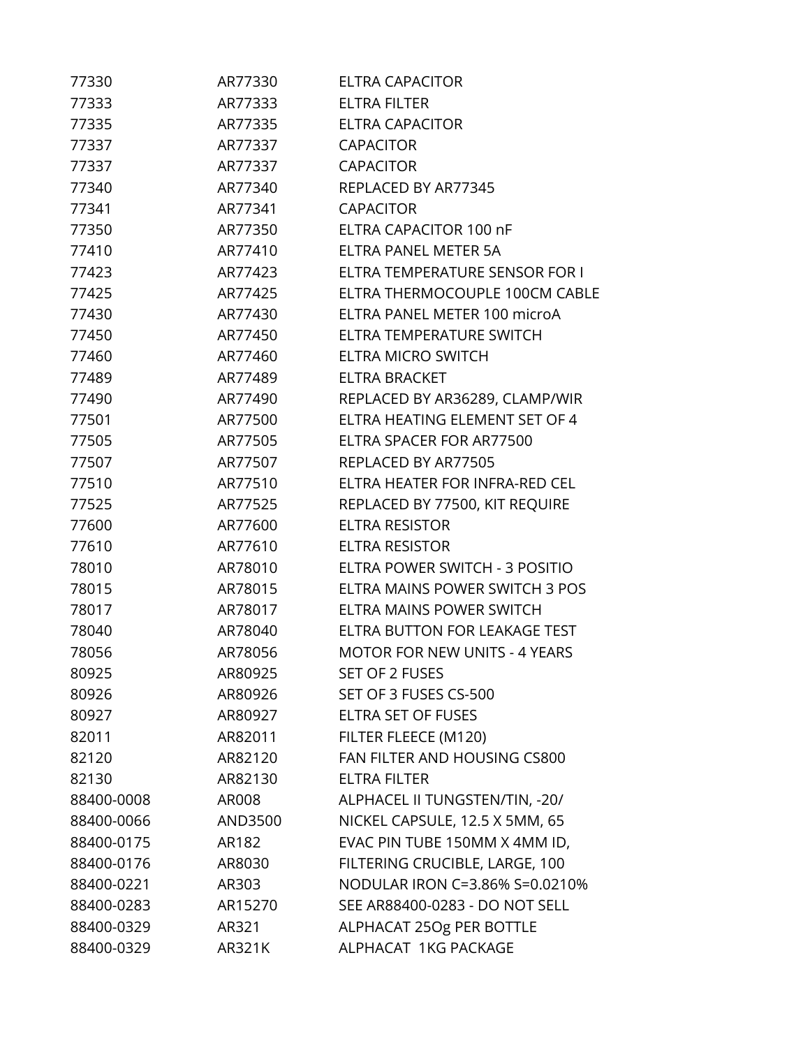| | | |
|---|---|---|
| 77330 | AR77330 | ELTRA CAPACITOR |
| 77333 | AR77333 | ELTRA FILTER |
| 77335 | AR77335 | ELTRA CAPACITOR |
| 77337 | AR77337 | CAPACITOR |
| 77337 | AR77337 | CAPACITOR |
| 77340 | AR77340 | REPLACED BY AR77345 |
| 77341 | AR77341 | CAPACITOR |
| 77350 | AR77350 | ELTRA CAPACITOR 100 nF |
| 77410 | AR77410 | ELTRA PANEL METER 5A |
| 77423 | AR77423 | ELTRA TEMPERATURE SENSOR FOR I |
| 77425 | AR77425 | ELTRA THERMOCOUPLE 100CM CABLE |
| 77430 | AR77430 | ELTRA PANEL METER 100 microA |
| 77450 | AR77450 | ELTRA TEMPERATURE SWITCH |
| 77460 | AR77460 | ELTRA MICRO SWITCH |
| 77489 | AR77489 | ELTRA BRACKET |
| 77490 | AR77490 | REPLACED BY AR36289, CLAMP/WIR |
| 77501 | AR77500 | ELTRA HEATING ELEMENT SET OF 4 |
| 77505 | AR77505 | ELTRA SPACER FOR AR77500 |
| 77507 | AR77507 | REPLACED BY AR77505 |
| 77510 | AR77510 | ELTRA HEATER FOR INFRA-RED CEL |
| 77525 | AR77525 | REPLACED BY 77500, KIT REQUIRE |
| 77600 | AR77600 | ELTRA RESISTOR |
| 77610 | AR77610 | ELTRA RESISTOR |
| 78010 | AR78010 | ELTRA POWER SWITCH - 3 POSITIO |
| 78015 | AR78015 | ELTRA MAINS POWER SWITCH 3 POS |
| 78017 | AR78017 | ELTRA MAINS POWER SWITCH |
| 78040 | AR78040 | ELTRA BUTTON FOR LEAKAGE TEST |
| 78056 | AR78056 | MOTOR FOR NEW UNITS - 4 YEARS |
| 80925 | AR80925 | SET OF 2 FUSES |
| 80926 | AR80926 | SET OF 3 FUSES CS-500 |
| 80927 | AR80927 | ELTRA SET OF FUSES |
| 82011 | AR82011 | FILTER FLEECE (M120) |
| 82120 | AR82120 | FAN FILTER AND HOUSING CS800 |
| 82130 | AR82130 | ELTRA FILTER |
| 88400-0008 | AR008 | ALPHACEL II TUNGSTEN/TIN, -20/ |
| 88400-0066 | AND3500 | NICKEL CAPSULE, 12.5 X 5MM, 65 |
| 88400-0175 | AR182 | EVAC PIN TUBE 150MM X 4MM ID, |
| 88400-0176 | AR8030 | FILTERING CRUCIBLE, LARGE, 100 |
| 88400-0221 | AR303 | NODULAR IRON C=3.86% S=0.0210% |
| 88400-0283 | AR15270 | SEE AR88400-0283 - DO NOT SELL |
| 88400-0329 | AR321 | ALPHACAT 25Og PER BOTTLE |
| 88400-0329 | AR321K | ALPHACAT 1KG PACKAGE |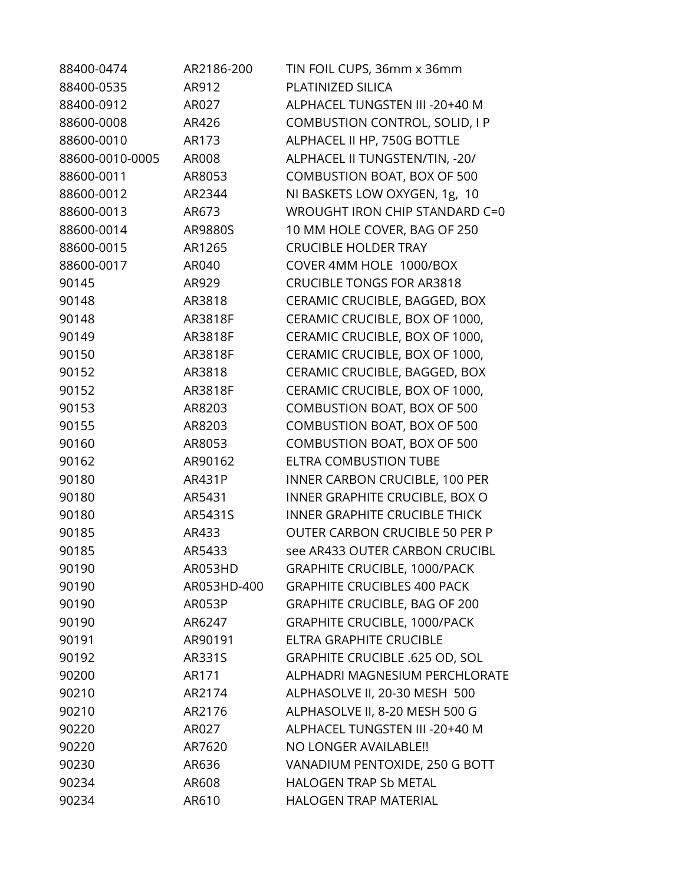| | | |
|---|---|---|
| 88400-0474 | AR2186-200 | TIN FOIL CUPS, 36mm x 36mm |
| 88400-0535 | AR912 | PLATINIZED SILICA |
| 88400-0912 | AR027 | ALPHACEL TUNGSTEN III -20+40 M |
| 88600-0008 | AR426 | COMBUSTION CONTROL, SOLID, I P |
| 88600-0010 | AR173 | ALPHACEL II HP, 750G BOTTLE |
| 88600-0010-0005 | AR008 | ALPHACEL II TUNGSTEN/TIN, -20/ |
| 88600-0011 | AR8053 | COMBUSTION BOAT, BOX OF 500 |
| 88600-0012 | AR2344 | NI BASKETS LOW OXYGEN, 1g, 10 |
| 88600-0013 | AR673 | WROUGHT IRON CHIP STANDARD C=0 |
| 88600-0014 | AR9880S | 10 MM HOLE COVER, BAG OF 250 |
| 88600-0015 | AR1265 | CRUCIBLE HOLDER TRAY |
| 88600-0017 | AR040 | COVER 4MM HOLE 1000/BOX |
| 90145 | AR929 | CRUCIBLE TONGS FOR AR3818 |
| 90148 | AR3818 | CERAMIC CRUCIBLE, BAGGED, BOX |
| 90148 | AR3818F | CERAMIC CRUCIBLE, BOX OF 1000, |
| 90149 | AR3818F | CERAMIC CRUCIBLE, BOX OF 1000, |
| 90150 | AR3818F | CERAMIC CRUCIBLE, BOX OF 1000, |
| 90152 | AR3818 | CERAMIC CRUCIBLE, BAGGED, BOX |
| 90152 | AR3818F | CERAMIC CRUCIBLE, BOX OF 1000, |
| 90153 | AR8203 | COMBUSTION BOAT, BOX OF 500 |
| 90155 | AR8203 | COMBUSTION BOAT, BOX OF 500 |
| 90160 | AR8053 | COMBUSTION BOAT, BOX OF 500 |
| 90162 | AR90162 | ELTRA COMBUSTION TUBE |
| 90180 | AR431P | INNER CARBON CRUCIBLE, 100 PER |
| 90180 | AR5431 | INNER GRAPHITE CRUCIBLE, BOX O |
| 90180 | AR5431S | INNER GRAPHITE CRUCIBLE THICK |
| 90185 | AR433 | OUTER CARBON CRUCIBLE 50 PER P |
| 90185 | AR5433 | see AR433 OUTER CARBON CRUCIBL |
| 90190 | AR053HD | GRAPHITE CRUCIBLE, 1000/PACK |
| 90190 | AR053HD-400 | GRAPHITE CRUCIBLES 400 PACK |
| 90190 | AR053P | GRAPHITE CRUCIBLE, BAG OF 200 |
| 90190 | AR6247 | GRAPHITE CRUCIBLE, 1000/PACK |
| 90191 | AR90191 | ELTRA GRAPHITE CRUCIBLE |
| 90192 | AR331S | GRAPHITE CRUCIBLE .625 OD, SOL |
| 90200 | AR171 | ALPHADRI MAGNESIUM PERCHLORATE |
| 90210 | AR2174 | ALPHASOLVE II, 20-30 MESH 500 |
| 90210 | AR2176 | ALPHASOLVE II, 8-20 MESH 500 G |
| 90220 | AR027 | ALPHACEL TUNGSTEN III -20+40 M |
| 90220 | AR7620 | NO LONGER AVAILABLE!! |
| 90230 | AR636 | VANADIUM PENTOXIDE, 250 G BOTT |
| 90234 | AR608 | HALOGEN TRAP Sb METAL |
| 90234 | AR610 | HALOGEN TRAP MATERIAL |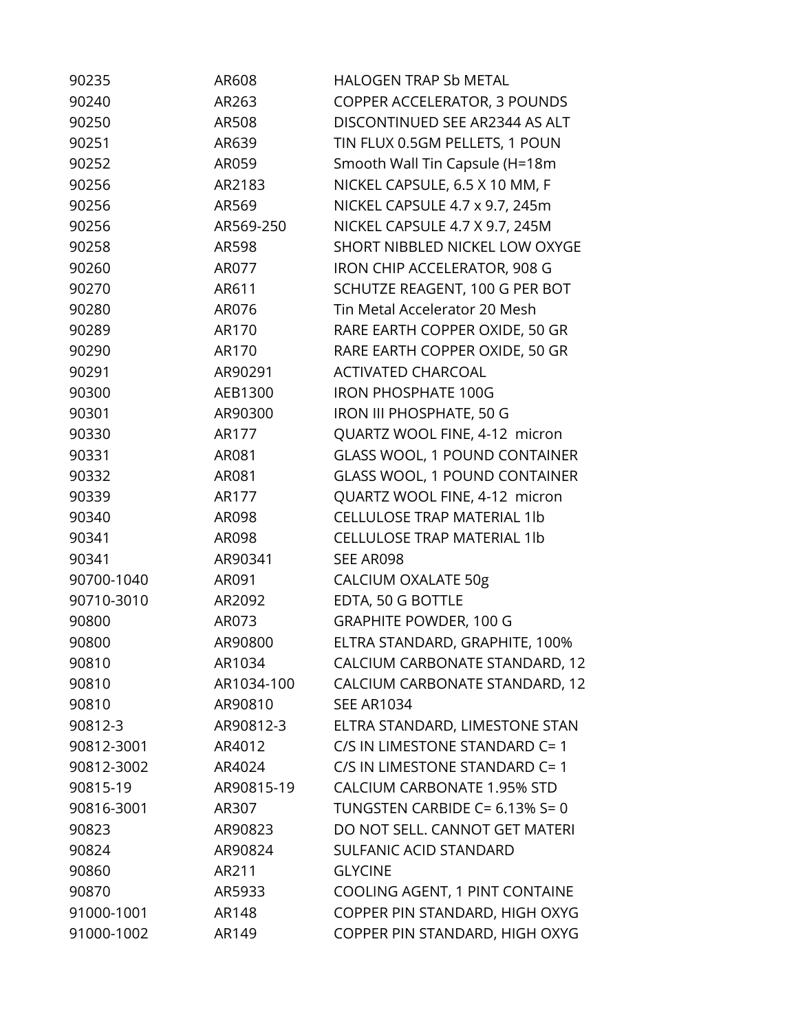| | | |
|---|---|---|
| 90235 | AR608 | HALOGEN TRAP Sb METAL |
| 90240 | AR263 | COPPER ACCELERATOR, 3 POUNDS |
| 90250 | AR508 | DISCONTINUED SEE AR2344 AS ALT |
| 90251 | AR639 | TIN FLUX 0.5GM PELLETS, 1 POUN |
| 90252 | AR059 | Smooth Wall Tin Capsule (H=18m |
| 90256 | AR2183 | NICKEL CAPSULE, 6.5 X 10 MM, F |
| 90256 | AR569 | NICKEL CAPSULE 4.7 x 9.7, 245m |
| 90256 | AR569-250 | NICKEL CAPSULE 4.7 X 9.7, 245M |
| 90258 | AR598 | SHORT NIBBLED NICKEL LOW OXYGE |
| 90260 | AR077 | IRON CHIP ACCELERATOR, 908 G |
| 90270 | AR611 | SCHUTZE REAGENT, 100 G PER BOT |
| 90280 | AR076 | Tin Metal Accelerator 20 Mesh |
| 90289 | AR170 | RARE EARTH COPPER OXIDE, 50 GR |
| 90290 | AR170 | RARE EARTH COPPER OXIDE, 50 GR |
| 90291 | AR90291 | ACTIVATED CHARCOAL |
| 90300 | AEB1300 | IRON PHOSPHATE 100G |
| 90301 | AR90300 | IRON III PHOSPHATE, 50 G |
| 90330 | AR177 | QUARTZ WOOL FINE, 4-12 micron |
| 90331 | AR081 | GLASS WOOL, 1 POUND CONTAINER |
| 90332 | AR081 | GLASS WOOL, 1 POUND CONTAINER |
| 90339 | AR177 | QUARTZ WOOL FINE, 4-12 micron |
| 90340 | AR098 | CELLULOSE TRAP MATERIAL 1lb |
| 90341 | AR098 | CELLULOSE TRAP MATERIAL 1lb |
| 90341 | AR90341 | SEE AR098 |
| 90700-1040 | AR091 | CALCIUM OXALATE 50g |
| 90710-3010 | AR2092 | EDTA, 50 G BOTTLE |
| 90800 | AR073 | GRAPHITE POWDER, 100 G |
| 90800 | AR90800 | ELTRA STANDARD, GRAPHITE, 100% |
| 90810 | AR1034 | CALCIUM CARBONATE STANDARD, 12 |
| 90810 | AR1034-100 | CALCIUM CARBONATE STANDARD, 12 |
| 90810 | AR90810 | SEE AR1034 |
| 90812-3 | AR90812-3 | ELTRA STANDARD, LIMESTONE STAN |
| 90812-3001 | AR4012 | C/S IN LIMESTONE STANDARD C= 1 |
| 90812-3002 | AR4024 | C/S IN LIMESTONE STANDARD C= 1 |
| 90815-19 | AR90815-19 | CALCIUM CARBONATE 1.95% STD |
| 90816-3001 | AR307 | TUNGSTEN CARBIDE C= 6.13% S= 0 |
| 90823 | AR90823 | DO NOT SELL. CANNOT GET MATERI |
| 90824 | AR90824 | SULFANIC ACID STANDARD |
| 90860 | AR211 | GLYCINE |
| 90870 | AR5933 | COOLING AGENT, 1 PINT CONTAINE |
| 91000-1001 | AR148 | COPPER PIN STANDARD, HIGH OXYG |
| 91000-1002 | AR149 | COPPER PIN STANDARD, HIGH OXYG |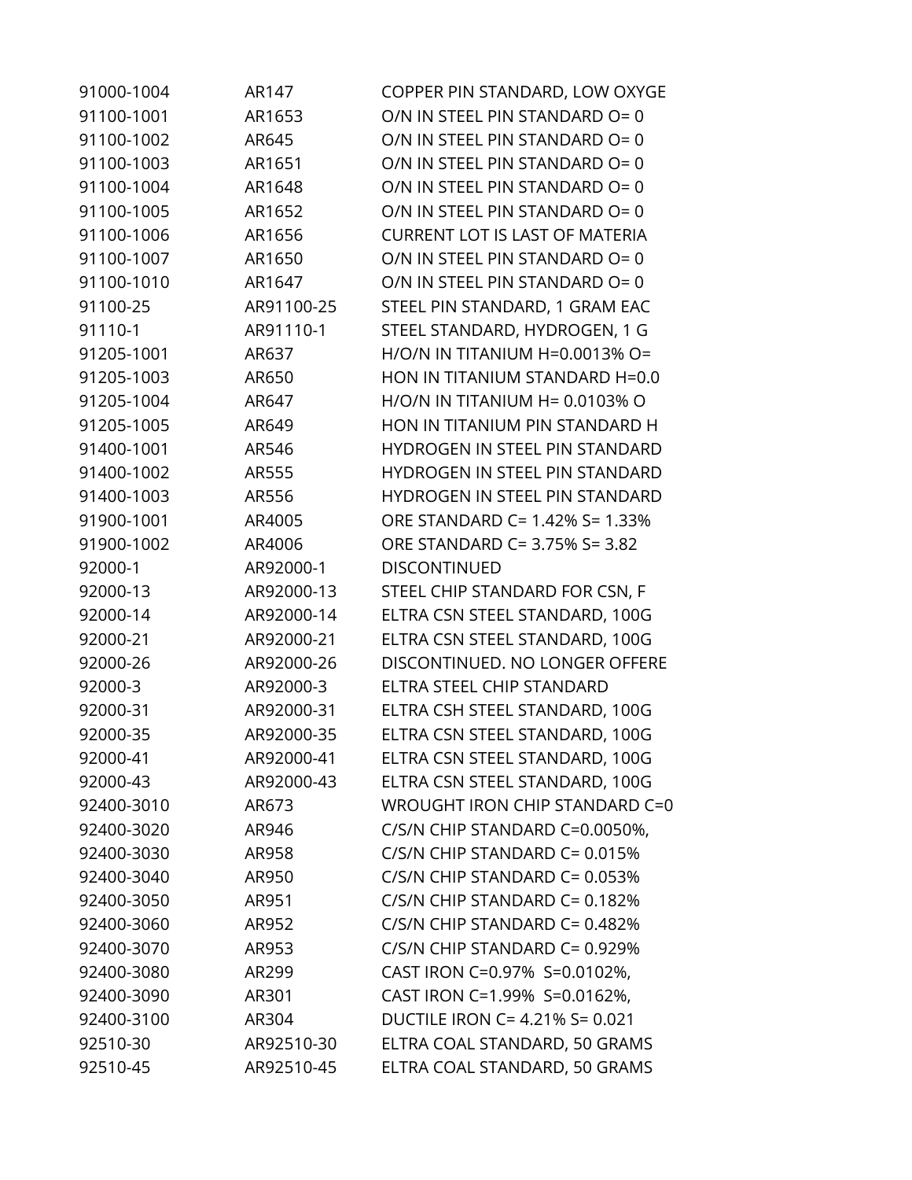| | | |
|---|---|---|
| 91000-1004 | AR147 | COPPER PIN STANDARD, LOW OXYGE |
| 91100-1001 | AR1653 | O/N IN STEEL PIN STANDARD O= 0 |
| 91100-1002 | AR645 | O/N IN STEEL PIN STANDARD O= 0 |
| 91100-1003 | AR1651 | O/N IN STEEL PIN STANDARD O= 0 |
| 91100-1004 | AR1648 | O/N IN STEEL PIN STANDARD O= 0 |
| 91100-1005 | AR1652 | O/N IN STEEL PIN STANDARD O= 0 |
| 91100-1006 | AR1656 | CURRENT LOT IS LAST OF MATERIA |
| 91100-1007 | AR1650 | O/N IN STEEL PIN STANDARD O= 0 |
| 91100-1010 | AR1647 | O/N IN STEEL PIN STANDARD O= 0 |
| 91100-25 | AR91100-25 | STEEL PIN STANDARD, 1 GRAM EAC |
| 91110-1 | AR91110-1 | STEEL STANDARD, HYDROGEN, 1 G |
| 91205-1001 | AR637 | H/O/N IN TITANIUM H=0.0013% O= |
| 91205-1003 | AR650 | HON IN TITANIUM STANDARD H=0.0 |
| 91205-1004 | AR647 | H/O/N IN TITANIUM H= 0.0103% O |
| 91205-1005 | AR649 | HON IN TITANIUM PIN STANDARD H |
| 91400-1001 | AR546 | HYDROGEN IN STEEL PIN STANDARD |
| 91400-1002 | AR555 | HYDROGEN IN STEEL PIN STANDARD |
| 91400-1003 | AR556 | HYDROGEN IN STEEL PIN STANDARD |
| 91900-1001 | AR4005 | ORE STANDARD C= 1.42% S= 1.33% |
| 91900-1002 | AR4006 | ORE STANDARD C= 3.75% S= 3.82 |
| 92000-1 | AR92000-1 | DISCONTINUED |
| 92000-13 | AR92000-13 | STEEL CHIP STANDARD FOR CSN, F |
| 92000-14 | AR92000-14 | ELTRA CSN STEEL STANDARD, 100G |
| 92000-21 | AR92000-21 | ELTRA CSN STEEL STANDARD, 100G |
| 92000-26 | AR92000-26 | DISCONTINUED. NO LONGER OFFERE |
| 92000-3 | AR92000-3 | ELTRA STEEL CHIP STANDARD |
| 92000-31 | AR92000-31 | ELTRA CSH STEEL STANDARD, 100G |
| 92000-35 | AR92000-35 | ELTRA CSN STEEL STANDARD, 100G |
| 92000-41 | AR92000-41 | ELTRA CSN STEEL STANDARD, 100G |
| 92000-43 | AR92000-43 | ELTRA CSN STEEL STANDARD, 100G |
| 92400-3010 | AR673 | WROUGHT IRON CHIP STANDARD C=0 |
| 92400-3020 | AR946 | C/S/N CHIP STANDARD C=0.0050%, |
| 92400-3030 | AR958 | C/S/N CHIP STANDARD C= 0.015% |
| 92400-3040 | AR950 | C/S/N CHIP STANDARD C= 0.053% |
| 92400-3050 | AR951 | C/S/N CHIP STANDARD C= 0.182% |
| 92400-3060 | AR952 | C/S/N CHIP STANDARD C= 0.482% |
| 92400-3070 | AR953 | C/S/N CHIP STANDARD C= 0.929% |
| 92400-3080 | AR299 | CAST IRON C=0.97% S=0.0102%, |
| 92400-3090 | AR301 | CAST IRON C=1.99% S=0.0162%, |
| 92400-3100 | AR304 | DUCTILE IRON C= 4.21% S= 0.021 |
| 92510-30 | AR92510-30 | ELTRA COAL STANDARD, 50 GRAMS |
| 92510-45 | AR92510-45 | ELTRA COAL STANDARD, 50 GRAMS |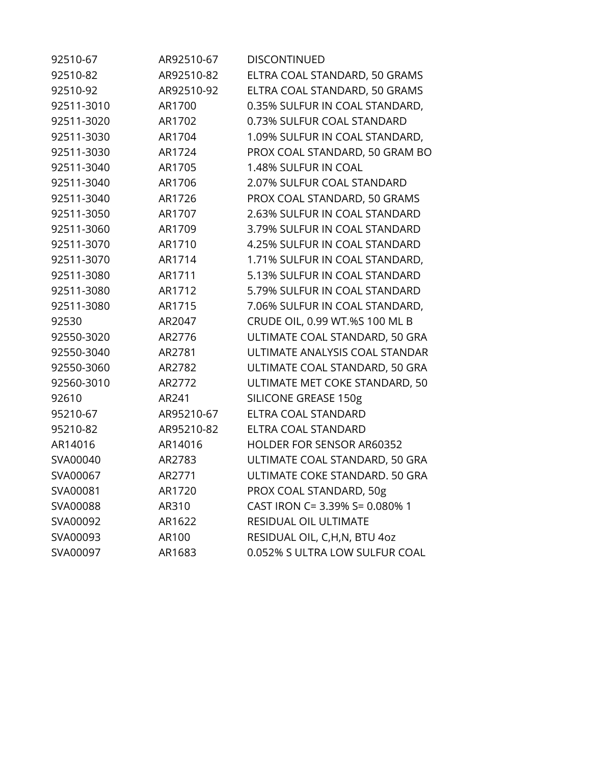| | | |
|---|---|---|
| 92510-67 | AR92510-67 | DISCONTINUED |
| 92510-82 | AR92510-82 | ELTRA COAL STANDARD, 50 GRAMS |
| 92510-92 | AR92510-92 | ELTRA COAL STANDARD, 50 GRAMS |
| 92511-3010 | AR1700 | 0.35% SULFUR IN COAL STANDARD, |
| 92511-3020 | AR1702 | 0.73% SULFUR COAL STANDARD |
| 92511-3030 | AR1704 | 1.09% SULFUR IN COAL STANDARD, |
| 92511-3030 | AR1724 | PROX COAL STANDARD, 50 GRAM BO |
| 92511-3040 | AR1705 | 1.48% SULFUR IN COAL |
| 92511-3040 | AR1706 | 2.07% SULFUR COAL STANDARD |
| 92511-3040 | AR1726 | PROX COAL STANDARD, 50 GRAMS |
| 92511-3050 | AR1707 | 2.63% SULFUR IN COAL STANDARD |
| 92511-3060 | AR1709 | 3.79% SULFUR IN COAL STANDARD |
| 92511-3070 | AR1710 | 4.25% SULFUR IN COAL STANDARD |
| 92511-3070 | AR1714 | 1.71% SULFUR IN COAL STANDARD, |
| 92511-3080 | AR1711 | 5.13% SULFUR IN COAL STANDARD |
| 92511-3080 | AR1712 | 5.79% SULFUR IN COAL STANDARD |
| 92511-3080 | AR1715 | 7.06% SULFUR IN COAL STANDARD, |
| 92530 | AR2047 | CRUDE OIL, 0.99 WT.%S 100 ML B |
| 92550-3020 | AR2776 | ULTIMATE COAL STANDARD, 50 GRA |
| 92550-3040 | AR2781 | ULTIMATE ANALYSIS COAL STANDAR |
| 92550-3060 | AR2782 | ULTIMATE COAL STANDARD, 50 GRA |
| 92560-3010 | AR2772 | ULTIMATE MET COKE STANDARD, 50 |
| 92610 | AR241 | SILICONE GREASE 150g |
| 95210-67 | AR95210-67 | ELTRA COAL STANDARD |
| 95210-82 | AR95210-82 | ELTRA COAL STANDARD |
| AR14016 | AR14016 | HOLDER FOR SENSOR AR60352 |
| SVA00040 | AR2783 | ULTIMATE COAL STANDARD, 50 GRA |
| SVA00067 | AR2771 | ULTIMATE COKE STANDARD. 50 GRA |
| SVA00081 | AR1720 | PROX COAL STANDARD, 50g |
| SVA00088 | AR310 | CAST IRON C= 3.39% S= 0.080% 1 |
| SVA00092 | AR1622 | RESIDUAL OIL ULTIMATE |
| SVA00093 | AR100 | RESIDUAL OIL, C,H,N, BTU 4oz |
| SVA00097 | AR1683 | 0.052% S ULTRA LOW SULFUR COAL |